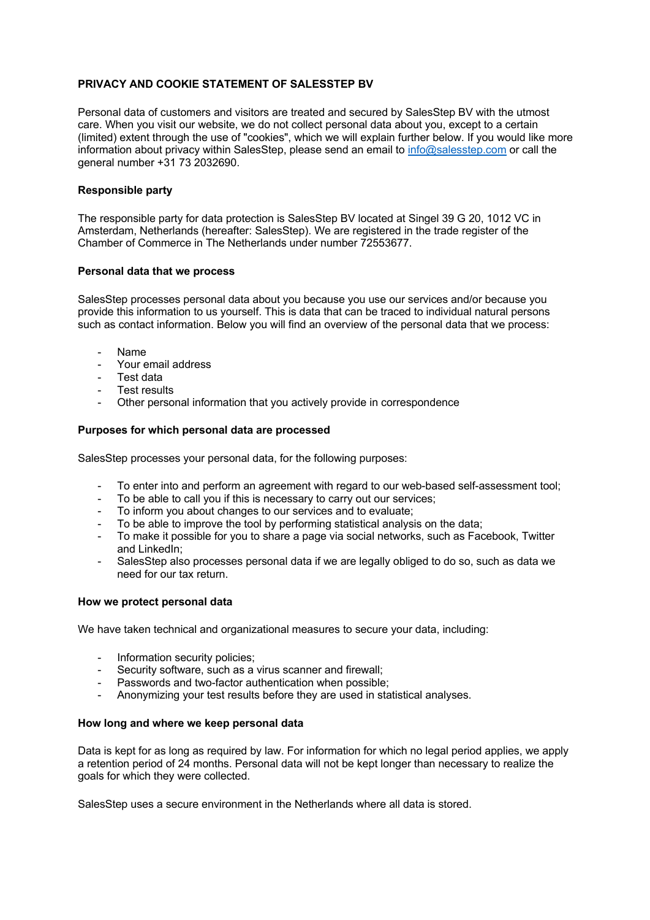# PRIVACY AND COOKIE STATEMENT OF SALESSTEP BV

Personal data of customers and visitors are treated and secured by SalesStep BV with the utmost care. When you visit our website, we do not collect personal data about you, except to a certain (limited) extent through the use of "cookies", which we will explain further below. If you would like more information about privacy within SalesStep, please send an email to info@salesstep.com or call the general number +31 73 2032690.

## Responsible party

The responsible party for data protection is SalesStep BV located at Singel 39 G 20, 1012 VC in Amsterdam, Netherlands (hereafter: SalesStep). We are registered in the trade register of the Chamber of Commerce in The Netherlands under number 72553677.

## Personal data that we process

SalesStep processes personal data about you because you use our services and/or because you provide this information to us yourself. This is data that can be traced to individual natural persons such as contact information. Below you will find an overview of the personal data that we process:

- Name
- Your email address
- Test data
- Test results
- Other personal information that you actively provide in correspondence

## Purposes for which personal data are processed

SalesStep processes your personal data, for the following purposes:

- To enter into and perform an agreement with regard to our web-based self-assessment tool;
- To be able to call you if this is necessary to carry out our services;
- To inform you about changes to our services and to evaluate;
- To be able to improve the tool by performing statistical analysis on the data;
- To make it possible for you to share a page via social networks, such as Facebook, Twitter and LinkedIn;
- SalesStep also processes personal data if we are legally obliged to do so, such as data we need for our tax return.

## How we protect personal data

We have taken technical and organizational measures to secure your data, including:

- Information security policies;
- Security software, such as a virus scanner and firewall;
- Passwords and two-factor authentication when possible;
- Anonymizing your test results before they are used in statistical analyses.

## How long and where we keep personal data

Data is kept for as long as required by law. For information for which no legal period applies, we apply a retention period of 24 months. Personal data will not be kept longer than necessary to realize the goals for which they were collected.

SalesStep uses a secure environment in the Netherlands where all data is stored.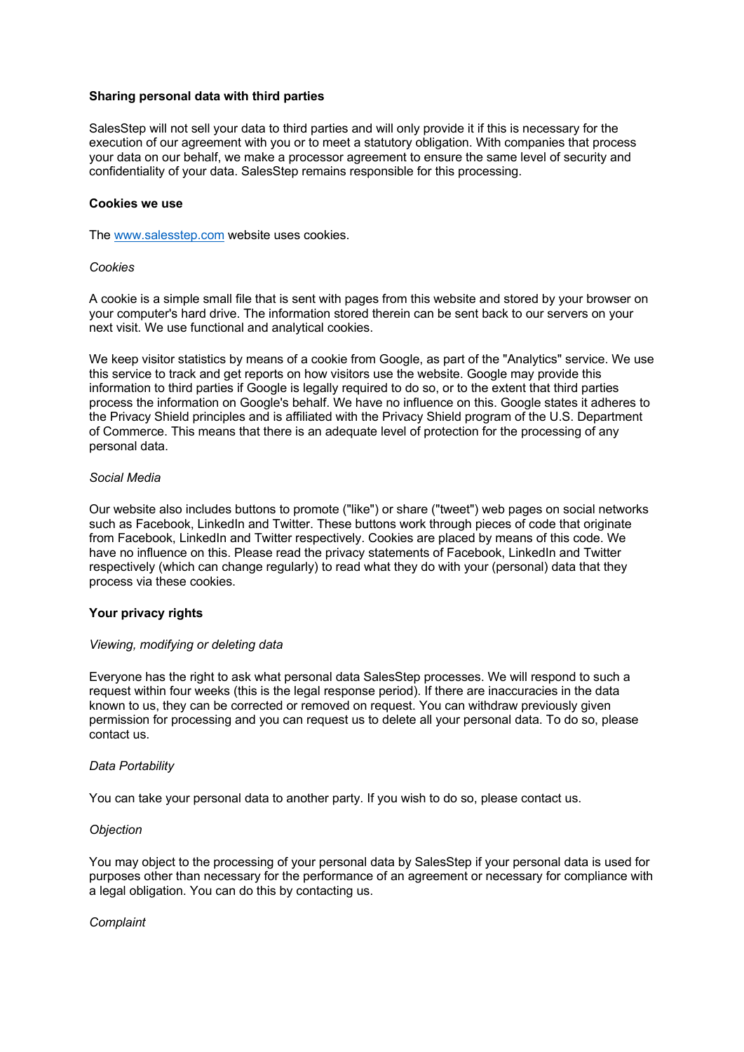**Sharing personal data with third parties**

SalesStep will not sell your data to third parties and will only provide it if this is necessary for the execution of our agreement with you or to meet a statutory obligation. With companies that process your data on our behalf, we make a processor agreement to ensure the same level of security and confidentiality of your data. SalesStep remains responsible for this processing.

**Cookies we use**

The [www.salesstep.com](http://www.salesstep.com) website uses cookies.

*Cookies*

A cookie is a simple small file that is sent with pages from this website and stored by your browser on your computer's hard drive. The information stored therein can be sent back to our servers on your next visit. We use functional and analytical cookies.

We keep visitor statistics by means of a cookie from Google, as part of the "Analytics" service. We use this service to track and get reports on how visitors use the website. Google may provide this information to third parties if Google is legally required to do so, or to the extent that third parties process the information on Google's behalf. We have no influence on this. Google states it adheres to the Privacy Shield principles and is affiliated with the Privacy Shield program of the U.S. Department of Commerce. This means that there is an adequate level of protection for the processing of any personal data.

*Social Media*

Our website also includes buttons to promote ("like") or share ("tweet") web pages on social networks such as Facebook, LinkedIn and Twitter. These buttons work through pieces of code that originate from Facebook, LinkedIn and Twitter respectively. Cookies are placed by means of this code. We have no influence on this. Please read the privacy statements of Facebook, LinkedIn and Twitter respectively (which can change regularly) to read what they do with your (personal) data that they process via these cookies.

**Your privacy rights**

*Viewing, modifying or deleting data*

Everyone has the right to ask what personal data SalesStep processes. We will respond to such a request within four weeks (this is the legal response period). If there are inaccuracies in the data known to us, they can be corrected or removed on request. You can withdraw previously given permission for processing and you can request us to delete all your personal data. To do so, please contact us.

*Data Portability*

You can take your personal data to another party. If you wish to do so, please contact us.

*Objection*

You may object to the processing of your personal data by SalesStep if your personal data is used for purposes other than necessary for the performance of an agreement or necessary for compliance with a legal obligation. You can do this by contacting us.

*Complaint*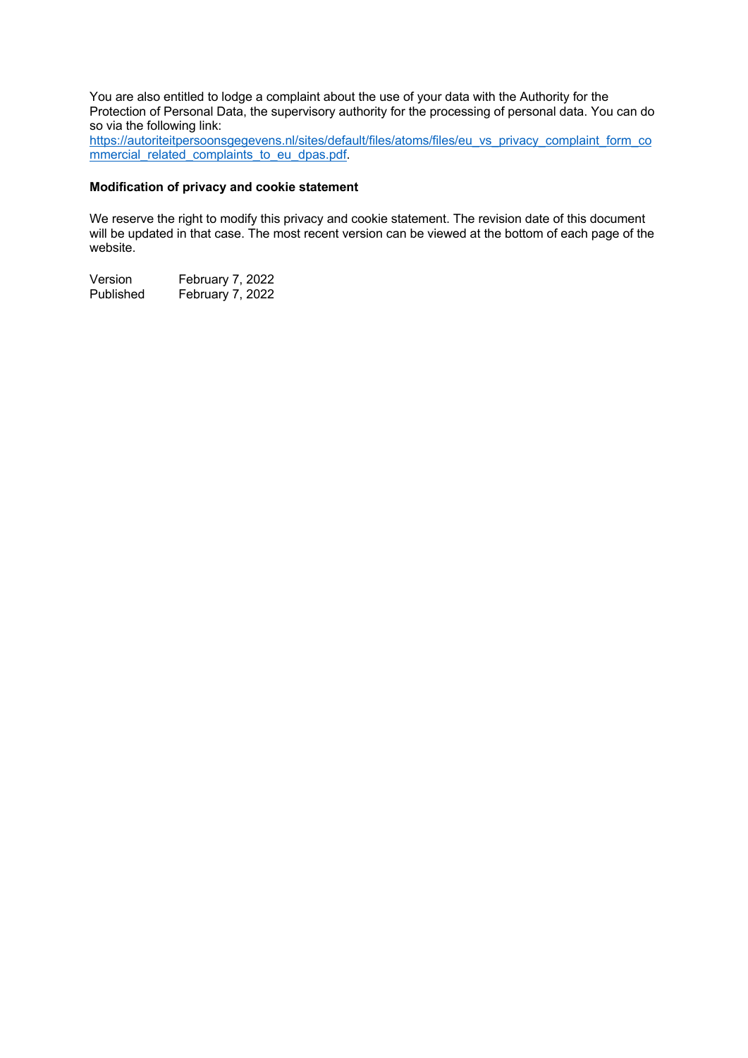You are also entitled to lodge a complaint about the use of your data with the Authority for the Protection of Personal Data, the supervisory authority for the processing of personal data. You can do so via the following link: [https://autoriteitpersoonsgegevens.nl/sites/default/files/atoms/files/eu_vs_privacy_complaint_form_commercial_related_complaints_to_eu_dpas.pdf](https://autoriteitpersoonsgegevens.nl/sites/default/files/atoms/files/eu_vs_privacy_complaint_form_commercial_related_complaints_to_eu_dpas.pdf).

**Modification of privacy and cookie statement**

We reserve the right to modify this privacy and cookie statement. The revision date of this document will be updated in that case. The most recent version can be viewed at the bottom of each page of the website.

| | |
|---|---|
| Version | February 7, 2022 |
| Published | February 7, 2022 |